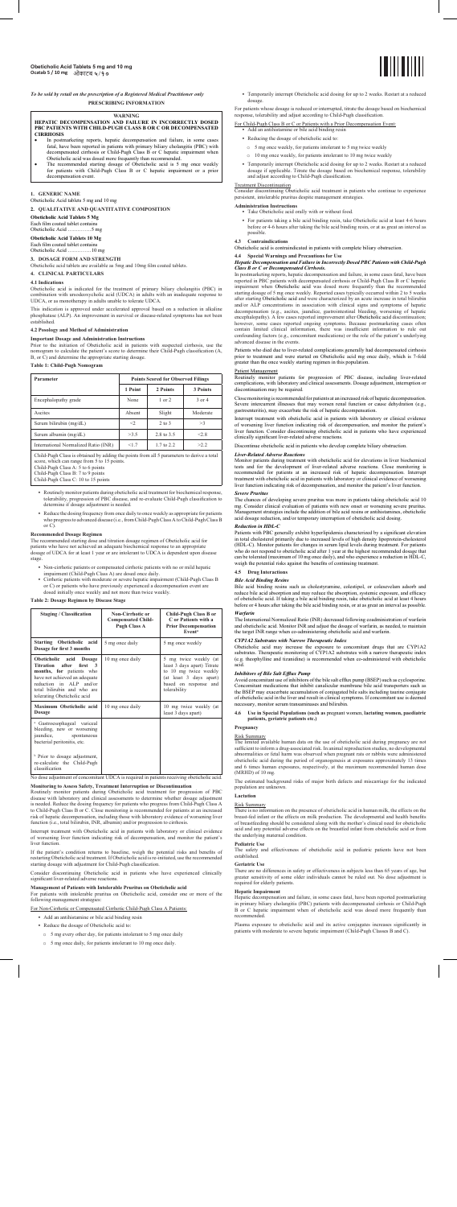**Obeticholic Acid Tablets 5 mg and 10 mg**
**Ocatab 5 / 10 mg** ओकाटेब ५/१०

*To be sold by retail on the prescription of a Registered Medical Practitioner only*

**PRESCRIBING INFORMATION**

**WARNING**

**HEPATIC DECOMPENSATION AND FAILURE IN INCORRECTLY DOSED PBC PATIENTS WITH CHILD-PUGH CLASS B OR C OR DECOMPENSATED CIRRHOSIS**

- In postmarketing reports, hepatic decompensation and failure, in some cases fatal, have been reported in patients with primary biliary cholangitis (PBC) with decompensated cirrhosis or Child-Pugh Class B or C hepatic impairment when Obeticholic acid was dosed more frequently than recommended.
- The recommended starting dosage of Obeticholic acid is 5 mg once weekly for patients with Child-Pugh Class B or C hepatic impairment or a prior decompensation event.

## 1. GENERIC NAME

Obeticholic Acid tablets 5 mg and 10 mg

## 2. QUALITATIVE AND QUANTITATIVE COMPOSITION

**Obeticholic Acid Tablets 5 Mg**
Each film coated tablet contains
Obeticholic Acid ……………5 mg

**Obeticholic Acid Tablets 10 Mg**
Each film coated tablet contains
Obeticholic Acid ……………10 mg

## 3. DOSAGE FORM AND STRENGTH

Obeticholic acid tablets are available as 5mg and 10mg film coated tablets.

## 4. CLINICAL PARTICULARS

### 4.1 Indications

Obeticholic acid is indicated for the treatment of primary biliary cholangitis (PBC) in combination with ursodeoxycholic acid (UDCA) in adults with an inadequate response to UDCA, or as monotherapy in adults unable to tolerate UDCA.

This indication is approved under accelerated approval based on a reduction in alkaline phosphatase (ALP). An improvement in survival or disease-related symptoms has not been established.

### 4.2 Posology and Method of Administration

**Important Dosage and Administration Instructions**

Prior to the initiation of Obeticholic acid in patients with suspected cirrhosis, use the nomogram to calculate the patient's score to determine their Child-Pugh classification (A, B, or C) and determine the appropriate starting dosage.

**Table 1: Child-Pugh Nomogram**

| Parameter | Points Scored for Observed Findings | | |
|---|---|---|---|
| | 1 Point | 2 Points | 3 Points |
| Encephalopathy grade | None | 1 or 2 | 3 or 4 |
| Ascites | Absent | Slight | Moderate |
| Serum bilirubin (mg/dL) | <2 | 2 to 3 | >3 |
| Serum albumin (mg/dL) | >3.5 | 2.8 to 3.5 | <2.8 |
| International Normalized Ratio (INR) | <1.7 | 1.7 to 2.2 | >2.2 |

Child-Pugh Class is obtained by adding the points from all 5 parameters to derive a total score, which can range from 5 to 15 points.
Child-Pugh Class A: 5 to 6 points
Child-Pugh Class B: 7 to 9 points
Child-Pugh Class C: 10 to 15 points

- Routinely monitor patients during obeticholic acid treatment for biochemical response, tolerability, progression of PBC disease, and re-evaluate Child-Pugh classification to determine if dosage adjustment is needed.
- Reduce the dosing frequency from once daily to once weekly as appropriate for patients who progress to advanced disease (i.e., from Child-Pugh Class A to Child-Pugh Class B or C).

**Recommended Dosage Regimen**

The recommended starting dose and titration dosage regimen of Obeticholic acid for patients who have not achieved an adequate biochemical response to an appropriate dosage of UDCA for at least 1 year or are intolerant to UDCA is dependent upon disease stage.

- Non-cirrhotic patients or compensated cirrhotic patients with no or mild hepatic impairment (Child-Pugh Class A) are dosed once daily.
- Cirrhotic patients with moderate or severe hepatic impairment (Child-Pugh Class B or C) or patients who have previously experienced a decompensation event are dosed initially once weekly and not more than twice weekly.

**Table 2: Dosage Regimen by Disease Stage**

| Staging / Classification | Non-Cirrhotic or Compensated Child-Pugh Class A | Child-Pugh Class B or C or Patients with a Prior Decompensation Event* |
|---|---|---|
| **Starting Obeticholic acid Dosage for first 3 months** | 5 mg once daily | 5 mg once weekly |
| **Obeticholic acid Dosage Titration after first 3 months, for** patients who have not achieved an adequate reduction in ALP and/or total bilirubin and who are tolerating Obeticholic acid | 10 mg once daily | 5 mg twice weekly (at least 3 days apart) Titrate to 10 mg twice weekly (at least 3 days apart) based on response and tolerability |
| **Maximum Obeticholic acid Dosage** | 10 mg once daily | 10 mg twice weekly (at least 3 days apart) |
| * Gastroesophageal variceal bleeding, new or worsening jaundice, spontaneous bacterial peritonitis, etc.<br><br>\* Prior to dosage adjustment, re-calculate the Child-Pugh classification | | |

No dose adjustment of concomitant UDCA is required in patients receiving obeticholic acid.

**Monitoring to Assess Safety, Treatment Interruption or Discontinuation**

Routinely monitor patients during Obeticholic acid treatment for progression of PBC disease with laboratory and clinical assessments to determine whether dosage adjustment is needed. Reduce the dosing frequency for patients who progress from Child-Pugh Class A to Child-Pugh Class B or C. Close monitoring is recommended for patients at an increased risk of hepatic decompensation, including those with laboratory evidence of worsening liver function (i.e., total bilirubin, INR, albumin) and/or progression to cirrhosis.

Interrupt treatment with Obeticholic acid in patients with laboratory or clinical evidence of worsening liver function indicating risk of decompensation, and monitor the patient's liver function.

If the patient's condition returns to baseline, weigh the potential risks and benefits of restarting Obeticholic acid treatment. If Obeticholic acid is re-initiated, use the recommended starting dosage with adjustment for Child-Pugh classification.

Consider discontinuing Obeticholic acid in patients who have experienced clinically significant liver-related adverse reactions.

**Management of Patients with Intolerable Pruritus on Obeticholic acid**

For patients with intolerable pruritus on Obeticholic acid, consider one or more of the following management strategies:

For Non-Cirrhotic or Compensated Cirrhotic Child-Pugh Class A Patients:

- Add an antihistamine or bile acid binding resin
- Reduce the dosage of Obeticholic acid to:
  - 5 mg every other day, for patients intolerant to 5 mg once daily
  - 5 mg once daily, for patients intolerant to 10 mg once daily.
- Temporarily interrupt Obeticholic acid dosing for up to 2 weeks. Restart at a reduced dosage.

For patients whose dosage is reduced or interrupted, titrate the dosage based on biochemical response, tolerability and adjust according to Child-Pugh classification.

For Child-Pugh Class B or C or Patients with a Prior Decompensation Event:

- Add an antihistamine or bile acid binding resin
- Reducing the dosage of obeticholic acid to:
  - 5 mg once weekly, for patients intolerant to 5 mg twice weekly
  - 10 mg once weekly, for patients intolerant to 10 mg twice weekly
- Temporarily interrupt Obeticholic acid dosing for up to 2 weeks. Restart at a reduced dosage if applicable. Titrate the dosage based on biochemical response, tolerability and adjust according to Child-Pugh classification.

Treatment Discontinuation

Consider discontinuing Obeticholic acid treatment in patients who continue to experience persistent, intolerable pruritus despite management strategies.

**Administration Instructions**

- Take Obeticholic acid orally with or without food.
- For patients taking a bile acid binding resin, take Obeticholic acid at least 4-6 hours before or 4-6 hours after taking the bile acid binding resin, or at as great an interval as possible.

### 4.3 Contraindications

Obeticholic acid is contraindicated in patients with complete biliary obstruction.

### 4.4 Special Warnings and Precautions for Use

***Hepatic Decompensation and Failure in Incorrectly Dosed PBC Patients with Child-Pugh Class B or C or Decompensated Cirrhosis.***

In postmarketing reports, hepatic decompensation and failure, in some cases fatal, have been reported in PBC patients with decompensated cirrhosis or Child-Pugh Class B or C hepatic impairment when Obeticholic acid was dosed more frequently than the recommended starting dosage of 5 mg once weekly. Reported cases typically occurred within 2 to 5 weeks after starting Obeticholic acid and were characterized by an acute increase in total bilirubin and/or ALP concentrations in association with clinical signs and symptoms of hepatic decompensation (e.g., ascites, jaundice, gastrointestinal bleeding, worsening of hepatic encephalopathy). A few cases reported improvement after Obeticholic acid discontinuation; however, some cases reported ongoing symptoms. Because postmarketing cases often contain limited clinical information, there was insufficient information to rule out confounding factors (e.g., concomitant medications) or the role of the patient's underlying advanced disease in the events.

Patients who died due to liver-related complications generally had decompensated cirrhosis prior to treatment and were started on Obeticholic acid mg once daily, which is 7-fold greater than the once weekly starting regimen in this population.

Patient Management

Routinely monitor patients for progression of PBC disease, including liver-related complications, with laboratory and clinical assessments. Dosage adjustment, interruption or discontinuation may be required.

Close monitoring is recommended for patients at an increased risk of hepatic decompensation. Severe intercurrent illnesses that may worsen renal function or cause dehydration (e.g., gastroenteritis), may exacerbate the risk of hepatic decompensation.

Interrupt treatment with obeticholic acid in patients with laboratory or clinical evidence of worsening liver function indicating risk of decompensation, and monitor the patient's liver function. Consider discontinuing obeticholic acid in patients who have experienced clinically significant liver-related adverse reactions.

Discontinue obeticholic acid in patients who develop complete biliary obstruction.

***Liver-Related Adverse Reactions***

Monitor patients during treatment with obeticholic acid for elevations in liver biochemical tests and for the development of liver-related adverse reactions. Close monitoring is recommended for patients at an increased risk of hepatic decompensation. Interrupt treatment with obeticholic acid in patients with laboratory or clinical evidence of worsening liver function indicating risk of decompensation, and monitor the patient's liver function.

***Severe Pruritus***

The chances of developing severe pruritus was more in patients taking obeticholic acid 10 mg. Consider clinical evaluation of patients with new onset or worsening severe pruritus. Management strategies include the addition of bile acid resins or antihistamines, obeticholic acid dosage reduction, and/or temporary interruption of obeticholic acid dosing.

***Reduction in HDL-C***

Patients with PBC generally exhibit hyperlipidemia characterized by a significant elevation in total cholesterol primarily due to increased levels of high density lipoprotein-cholesterol (HDL-C). Monitor patients for changes in serum lipid levels during treatment. For patients who do not respond to obeticholic acid after 1 year at the highest recommended dosage that can be tolerated (maximum of 10 mg once daily), and who experience a reduction in HDL-C, weigh the potential risks against the benefits of continuing treatment.

### 4.5 Drug Interactions

***Bile Acid Binding Resins***

Bile acid binding resins such as cholestyramine, colestipol, or colesevelam adsorb and reduce bile acid absorption and may reduce the absorption, systemic exposure, and efficacy of obeticholic acid. If taking a bile acid binding resin, take obeticholic acid at least 4 hours before or 4 hours after taking the bile acid binding resin, or at as great an interval as possible.

***Warfarin***

The International Normalized Ratio (INR) decreased following coadministration of warfarin and obeticholic acid. Monitor INR and adjust the dosage of warfarin, as needed, to maintain the target INR range when co-administering obeticholic acid and warfarin.

***CYP1A2 Substrates with Narrow Therapeutic Index***

Obeticholic acid may increase the exposure to concomitant drugs that are CYP1A2 substrates. Therapeutic monitoring of CYP1A2 substrates with a narrow therapeutic index (e.g. theophylline and tizanidine) is recommended when co-administered with obeticholic acid.

***Inhibitors of Bile Salt Efflux Pump***

Avoid concomitant use of inhibitors of the bile salt efflux pump (BSEP) such as cyclosporine. Concomitant medications that inhibit canalicular membrane bile acid transporters such as the BSEP may exacerbate accumulation of conjugated bile salts including taurine conjugate of obeticholic acid in the liver and result in clinical symptoms. If concomitant use is deemed necessary, monitor serum transaminases and bilirubin.

### 4.6 Use in Special Populations (such as pregnant women, lactating women, paediatric patients, geriatric patients etc.)

**Pregnancy**

Risk Summary

The limited available human data on the use of obeticholic acid during pregnancy are not sufficient to inform a drug-associated risk. In animal reproduction studies, no developmental abnormalities or fetal harm was observed when pregnant rats or rabbits were administered obeticholic acid during the period of organogenesis at exposures approximately 13 times and 6 times human exposures, respectively, at the maximum recommended human dose (MRHD) of 10 mg.

The estimated background risks of major birth defects and miscarriage for the indicated population are unknown.

**Lactation**

Risk Summary

There is no information on the presence of obeticholic acid in human milk, the effects on the breast-fed infant or the effects on milk production. The developmental and health benefits of breastfeeding should be considered along with the mother's clinical need for obeticholic acid and any potential adverse effects on the breastfed infant from obeticholic acid or from the underlying maternal condition.

**Pediatric Use**

The safety and effectiveness of obeticholic acid in pediatric patients have not been established.

**Geriatric Use**

There are no differences in safety or effectiveness in subjects less than 65 years of age, but greater sensitivity of some older individuals cannot be ruled out. No dose adjustment is required for elderly patients.

**Hepatic Impairment**

Hepatic decompensation and failure, in some cases fatal, have been reported postmarketing in primary biliary cholangitis (PBC) patients with decompensated cirrhosis or Child-Pugh B or C hepatic impairment when obeticholic acid was dosed more frequently than recommended.

Plasma exposure to obeticholic acid and its active conjugates increases significantly in patients with moderate to severe hepatic impairment (Child-Pugh Classes B and C).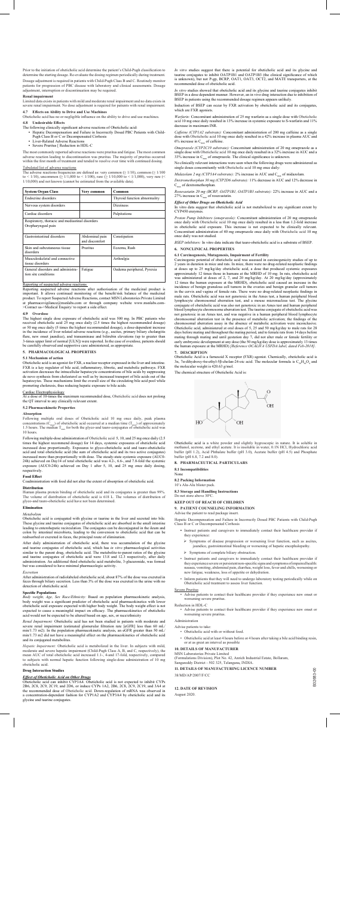Prior to the initiation of obeticholic acid determine the patient's Child-Pugh classification to determine the starting dosage. Re-evaluate the dosing regimen periodically during treatment.

Dosage adjustment is required in patients with Child-Pugh Class B and C. Routinely monitor patients for progression of PBC disease with laboratory and clinical assessments. Dosage adjustment, interruption or discontinuation may be required.

**Renal impairment**

Limited data exists in patients with mild and moderate renal impairment and no data exists in severe renal impairment. No dose adjustment is required for patients with renal impairment.

**4.7 Effects on Ability to Drive and Use Machines**

Obeticholic acid has no or negligible influence on the ability to drive and use machines.

**4.8 Undesirable Effects**

The following clinically significant adverse reactions of Obeticholic acid:

- Hepatic Decompensation and Failure in Incorrectly Dosed PBC Patients with Child-Pugh Class B or C or Decompensated Cirrhosis
- Liver-Related Adverse Reactions
- Severe Pruritus [ Reduction in HDL-C

The most commonly reported adverse reactions were pruritus and fatigue. The most common adverse reaction leading to discontinuation was pruritus. The majority of pruritus occurred within the first month of treatment and tended to resolve over time with continued dosing.

Tabulated list of adverse reactions

The adverse reactions frequencies are defined as: very common (≥ 1/10), common (≥ 1/100 to < 1/10), uncommon (≥ 1/1,000 to < 1/100), rare (≥ 1/10,000 to < 1/1,000), very rare (< 1/10,000) and not known (cannot be estimated from the available data).

| System Organ Class | Very common | Common |
|---|---|---|
| Endocrine disorders | | Thyroid function abnormality |
| Nervous system disorders | | Dizziness |
| Cardiac disorders | | Palpitations |
| Respiratory, thoracic and mediastinal disorders<br>Oropharyngeal pain | | |
| Gastrointestinal disorders | Abdominal pain and discomfort | Constipation |
| Skin and subcutaneous tissue disorders | Pruritus | Eczema, Rash |
| Musculoskeletal and connective tissue disorders | | Arthralgia |
| General disorders and administration site conditions | Fatigue | Oedema peripheral, Pyrexia |

Reporting of suspected adverse reactions

Reporting suspected adverse reactions after authorisation of the medicinal product is important. It allows continued monitoring of the benefit/risk balance of the medicinal product. To report Suspected Adverse Reactions, contact MSN Laboratories Private Limited at pharmacovigilance@msnlabs.com or through company website www.msnlabs.com->Contact us->Medical Enquiry/ to report a side effect.

**4.9 Overdose**

The highest single dose exposure of obeticholic acid was 500 mg. In PBC patients who received obeticholic acid 25 mg once daily (2.5 times the highest recommended dosage) or 50 mg once daily (5 times the highest recommended dosage), a dose-dependent increase in the incidence of liver-related adverse reactions (e.g., ascites, primary biliary cholangitis flare, new onset jaundice), and transaminase and bilirubin elevations (up to greater than 3-times upper limit of normal [ULN]) were reported. In the case of overdose, patients should be carefully observed and supportive care administered, as appropriate.

**5. PHARMACOLOGICAL PROPERTIES**

**5.1 Mechanism of action**

Obeticholic acid is an agonist for FXR, a nuclear receptor expressed in the liver and intestine. FXR is a key regulator of bile acid, inflammatory, fibrotic, and metabolic pathways. FXR activation decreases the intracellular hepatocyte concentrations of bile acids by suppressing de novo synthesis from cholesterol as well as by increased transport of bile acids out of the hepatocytes. These mechanisms limit the overall size of the circulating bile acid pool while promoting choleresis, thus reducing hepatic exposure to bile acids.

Cardiac Electrophysiology

At a dose of 10-times the maximum recommended dose, Obeticholic acid does not prolong the QT interval to any clinically relevant extent.

**5.2 Pharmacokinetic Properties**

**Absorption**

Following multiple oral doses of Obeticholic acid 10 mg once daily, peak plasma concentrations ($C_{max}$) of obeticholic acid occurred at a median time ($T_{max}$) of approximately 1.5 hours. The median $T_{max}$ for both the glyco-and tauro-conjugates of obeticholic acid was 10 hours.

Following multiple-dose administration of Obeticholic acid 5, 10, and 25 mg once daily (2.5 times the highest recommended dosage) for 14 days, systemic exposures of obeticholic acid increased dose proportionally. Exposures to glyco-obeticholic acid and tauro-obeticholic acid and total obeticholic acid (the sum of obeticholic acid and its two active conjugates) increased more than proportionally with dose. The steady-state systemic exposure (AUC0-24h) achieved on Day14 of total obeticholic acid was 4.2-, 6.6-, and 7.8-fold the systemic exposure (AUC0-24h) achieved on Day 1 after 5, 10, and 25 mg once daily dosing, respectively.

**Food Effect**

Coadministration with food did not alter the extent of absorption of obeticholic acid.

**Distribution**

Human plasma protein binding of obeticholic acid and its conjugates is greater than 99%. The volume of distribution of obeticholic acid is 618 L. The volumes of distribution of glyco-and tauro-obeticholic acid have not been determined.

**Elimination**

*Metabolism*

Obeticholic acid is conjugated with glycine or taurine in the liver and secreted into bile. These glycine and taurine conjugates of obeticholic acid are absorbed in the small intestine leading to enterohepatic recirculation. The conjugates can be deconjugated in the ileum and colon by intestinal microbiota, leading to the conversion to obeticholic acid that can be reabsorbed or excreted in feces, the principal route of elimination.

After daily administration of obeticholic acid, there was accumulation of the glycine and taurine conjugates of obeticholic acid, which has *in vitro* pharmacological activities similar to the parent drug, obeticholic acid. The metabolite-to-parent ratios of the glycine and taurine conjugates of obeticholic acid were 13.8 and 12.3 respectively, after daily administration. An additional third obeticholic acid metabolite, 3-glucuronide, was formed but was considered to have minimal pharmacologic activity.

*Excretion*

After administration of radiolabeled obeticholic acid, about 87% of the dose was excreted in feces through biliary secretion. Less than 3% of the dose was excreted in the urine with no detection of obeticholic acid.

**Specific Populations**

*Body weight, Age, Sex Race/Ethnicity:* Based on population pharmacokinetic analysis, body weight was a significant predictor of obeticholic acid pharmacokinetics with lower obeticholic acid exposure expected with higher body weight. The body weight effect is not expected to cause a meaningful impact on efficacy. The pharmacokinetics of obeticholic acid would not be expected to be altered based on age, sex, or race/ethnicity

*Renal Impairment:* Obeticholic acid has not been studied in patients with moderate and severe renal impairment (estimated glomerular filtration rate [eGFR] less than 60 mL/min/1.73 m2). In the population pharmacokinetic analysis, an eGFR greater than 50 mL/min/1.73 m2 did not have a meaningful effect on the pharmacokinetics of obeticholic acid and its conjugated metabolites.

*Hepatic Impairment:* Obeticholic acid is metabolized in the liver. In subjects with mild, moderate and severe hepatic impairment (Child-Pugh Class A, B, and C, respectively), the mean AUC of total obeticholic acid increased 1.1-, 4-and 17-fold, respectively, compared to subjects with normal hepatic function following single-dose administration of 10 mg obeticholic acid.

**Drug Interaction Studies**

***Effect of Obeticholic Acid on Other Drugs***

Obeticholic acid can inhibit CYP3A4. Obeticholic acid is not expected to inhibit CYPs 2B6, 2C8, 2C9, 2C19, and 2D6, or induce CYPs 1A2, 2B6, 2C8, 2C9, 2C19, and 3A4 at the recommended dose of Obeticholic acid. Down-regulation of mRNA was observed in a concentration-dependent fashion for CYP1A2 and CYP3A4 by obeticholic acid and its glycine and taurine conjugates.

*In vitro* studies suggest that there is potential for obeticholic acid and its glycine and taurine conjugates to inhibit OATP1B1 and OATP1B3 (the clinical significance of which is unknown), but not P-gp, BCRP, OAT1, OAT3, OCT2, and MATE transporters, at the recommended dose of obeticholic acid.

*In vitro* studies showed that obeticholic acid and its glycine and taurine conjugates inhibit BSEP in a dose dependent manner. However, an in vivo drug interaction due to inhibition of BSEP in patients using the recommended dosage regimen appears unlikely.

Induction of BSEP can occur by FXR activation by obeticholic acid and its conjugates, which are FXR agonists.

*Warfarin:* Concomitant administration of 25 mg warfarin as a single dose with Obeticholic acid 10 mg once daily resulted in 13% increase in systemic exposure to S-warfarin and 11% decrease in maximum INR.

*Caffeine (CYP1A2 substrate):* Concomitant administration of 200 mg caffeine as a single dose with Obeticholic acid 10 mg once daily resulted in a 42% increase in plasma AUC and 6% increase in $C_{max}$ of caffeine.

*Omeprazole (CYP2C19 substrate):* Concomitant administration of 20 mg omeprazole as a single dose with Obeticholic acid 10 mg once daily resulted in a 32% increase in AUC and a 33% increase in $C_{max}$ of omeprazole. The clinical significance is unknown.

No clinically relevant interactions were seen when the following drugs were administered as single doses concomitantly with Obeticholic acid 10 mg once daily:

*Midazolam 2 mg (CYP3A4 substrate):* 2% increase in AUC and $C_{max}$ of midazolam.

*Dextromethorphan 30 mg (CYP2D6 substrate):* 11% decrease in AUC and 12% decrease in $C_{max}$ of dextromethorphan.

*Rosuvastatin 20 mg (BCRP, OATP1B1, OATP1B3 substrate):* 22% increase in AUC and a 27% increase in $C_{max}$ of rosuvastatin.

***Effect of Other Drugs on Obeticholic Acid***

In vitro data suggest that obeticholic acid is not metabolized to any significant extent by CYP450 enzymes.

*Proton Pump Inhibitors (omeprazole):* Concomitant administration of 20 mg omeprazole once daily with Obeticholic acid 10 mg once daily resulted in a less than 1.2-fold increase in obeticholic acid exposure. This increase is not expected to be clinically relevant. Concomitant administration of 40 mg omeprazole once daily with Obeticholic acid 10 mg once daily was not studied.

*BSEP inhibitors:* In vitro data indicate that tauro-obeticholic acid is a substrate of BSEP.

**6. NONCLINICAL PROPERTIES**

**6.1 Carcinogenesis, Mutagenesis, Impairment of Fertility**

Carcinogenic potential of obeticholic acid was assessed in carcinogenicity studies of up to 2 years in duration in mice and rats. In mice, there were no drug-related neoplastic findings at doses up to 25 mg/kg/day obeticholic acid, a dose that produced systemic exposures approximately 12 times those in humans at the MRHD of 10 mg. In rats, obeticholic acid was administered at doses of 2, 7, and 20 mg/kg/day. At 20 mg/kg/day (approximately 12 times the human exposure at the MRHD), obeticholic acid caused an increase in the incidence of benign granulosa cell tumors in the ovaries and benign granular cell tumors in the cervix and vagina of female rats. There were no drug-related neoplastic findings in male rats. Obeticholic acid was not genotoxic in the Ames test, a human peripheral blood lymphocyte chromosomal aberration test, and a mouse micronucleus test. The glycine conjugate of obeticholic acid was also not genotoxic in an Ames test and human peripheral blood lymphocyte chromosome aberration test. The taurine conjugate of obeticholic acid was not genotoxic in an Ames test, and was negative in a human peripheral blood lymphocyte chromosomal aberration test in the presence of metabolic activation; the findings of the chromosomal aberration assay in the absence of metabolic activation were inconclusive. Obeticholic acid, administered at oral doses of 5, 25 and 50 mg/kg/day to male rats for 28 days before mating and throughout the mating period, and to female rats from 14 days before mating through mating and until gestation day 7, did not alter male or female fertility or early embryonic development at any dose (the 50 mg/kg/day dose is approximately 13 times the human exposure at the MRHD) *[Reference OCALIVA USFDA label, dated Feb-2018].*

**7. DESCRIPTION**

Obeticholic Acid is a farnesoid X receptor (FXR) agonist. Chemically, obeticholic acid is 3α, 7α-dihydroxy-6α-ethyl-5β-cholan-24-oic acid. The molecular formula is $C_{26}H_{44}O_4$ and the molecular weight is 420.63 g/mol.

The chemical structure of Obeticholic Acid is:

O
OH
HO
OH

Obeticholic acid is a white powder and slightly hygroscopic in nature. It is soluble in methanol, acetone, and ethyl acetate. It is insoluble in water, 0.1N HCl, Hydrochloric acid buffer (pH 1.2), Acid Phthalate buffer (pH 3.0), Acetate buffer (pH 4.5) and Phosphate buffer (pH 6.8, 7.2 and 8.0).

**8. PHARMACEUTICAL PARTICULARS**

**8.1 Incompatibilities**

None

**8.2 Packing Information**

10's Alu-Alu blister pack.

**8.3 Storage and Handling Instructions**

Do not store above 30°C.

**KEEP OUT OF REACH OF CHILDREN**

**9. PATIENT COUNSELING INFORMATION**

Advise the patient to read package insert.

Hepatic Decompensation and Failure in Incorrectly Dosed PBC Patients with Child-Pugh Class B or C or Decompensated Cirrhosis

- Instruct patients and caregivers to immediately contact their healthcare provider if they experience:
  - Symptoms of disease progression or worsening liver function, such as ascites, jaundice, gastrointestinal bleeding or worsening of hepatic encephalopathy.
  - Symptoms of complete biliary obstruction.
- Instruct patients and caregivers to immediately contact their healthcare provider if they experience severe or persistent non-specific signs and symptoms of impaired health: nausea, vomiting, abdominal pain, diarrhea, weight loss, fever and chills, worsening or new fatigue, weakness, loss of appetite or dehydration.
- Inform patients that they will need to undergo laboratory testing periodically while on Obeticholic acid treatment to assess liver function.

Severe Pruritus

- Advise patients to contact their healthcare provider if they experience new onset or worsening severe pruritus.

Reduction in HDL-C

- Advise patients to contact their healthcare provider if they experience new onset or worsening severe pruritus.

Administration

Advise patients to take:

- Obeticholic acid with or without food.
- Obeticholic acid at least 4 hours before or 4 hours after taking a bile acid binding resin, or at as great an interval as possible

**10. DETAILS OF MANUFACTURER**

MSN Laboratories Private Limited
(Formulations Division), Plot No. 42, Anrich Industrial Estate, Bollaram,
Sangareddy District - 502 325, Telangana, INDIA.

**11. DETAILS OF MANUFACTURING LICENCE NUMBER**

38/MD/AP/2007/F/CC

**12. DATE OF REVISION**

August 2020.

832983-00